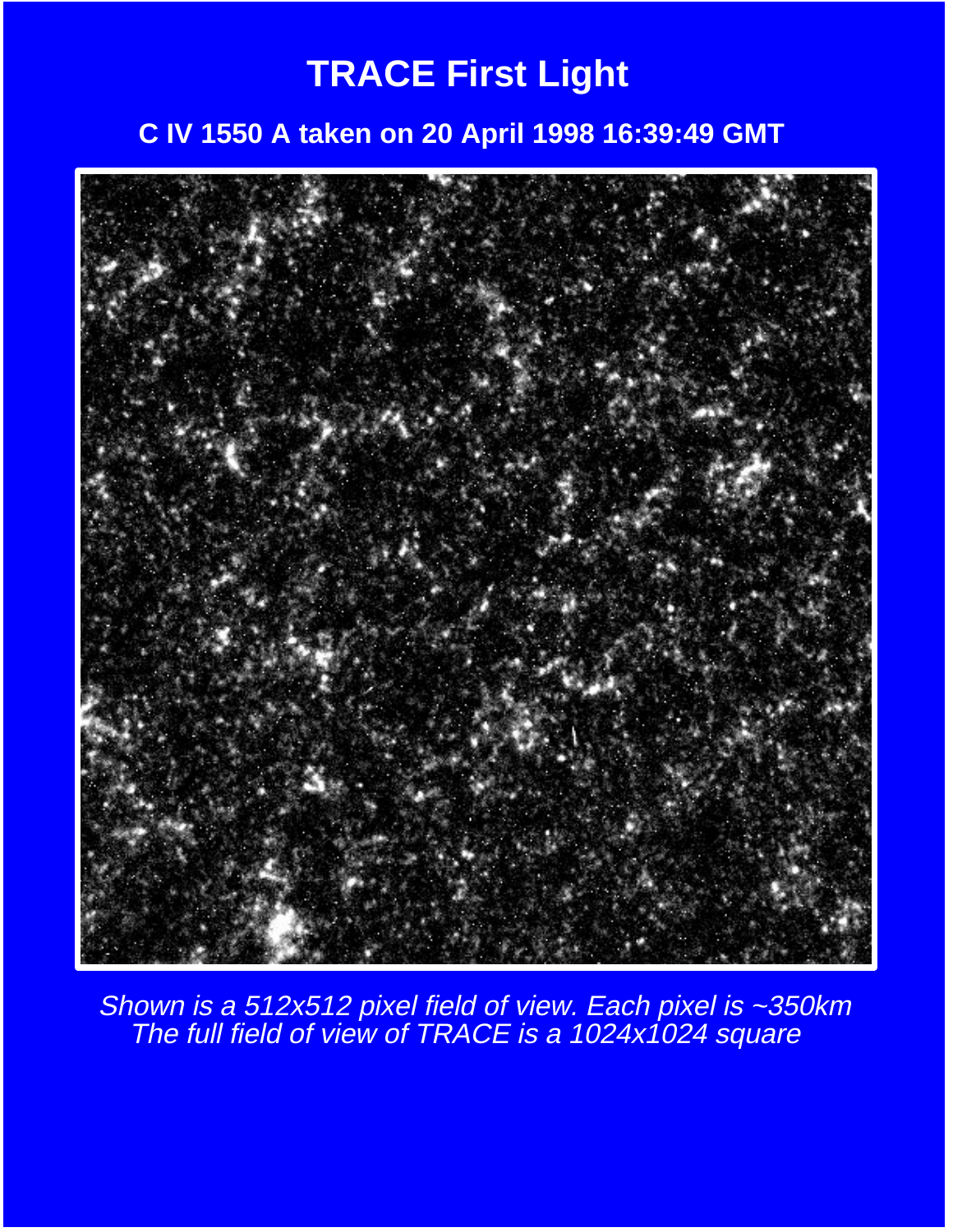# TRACE First Light

## C IV 1550 A taken on 20 April 1998 16:39:49 GMT

*Shown is a 512x512 pixel field of view. Each pixel is ~350km*
*The full field of view of TRACE is a 1024x1024 square*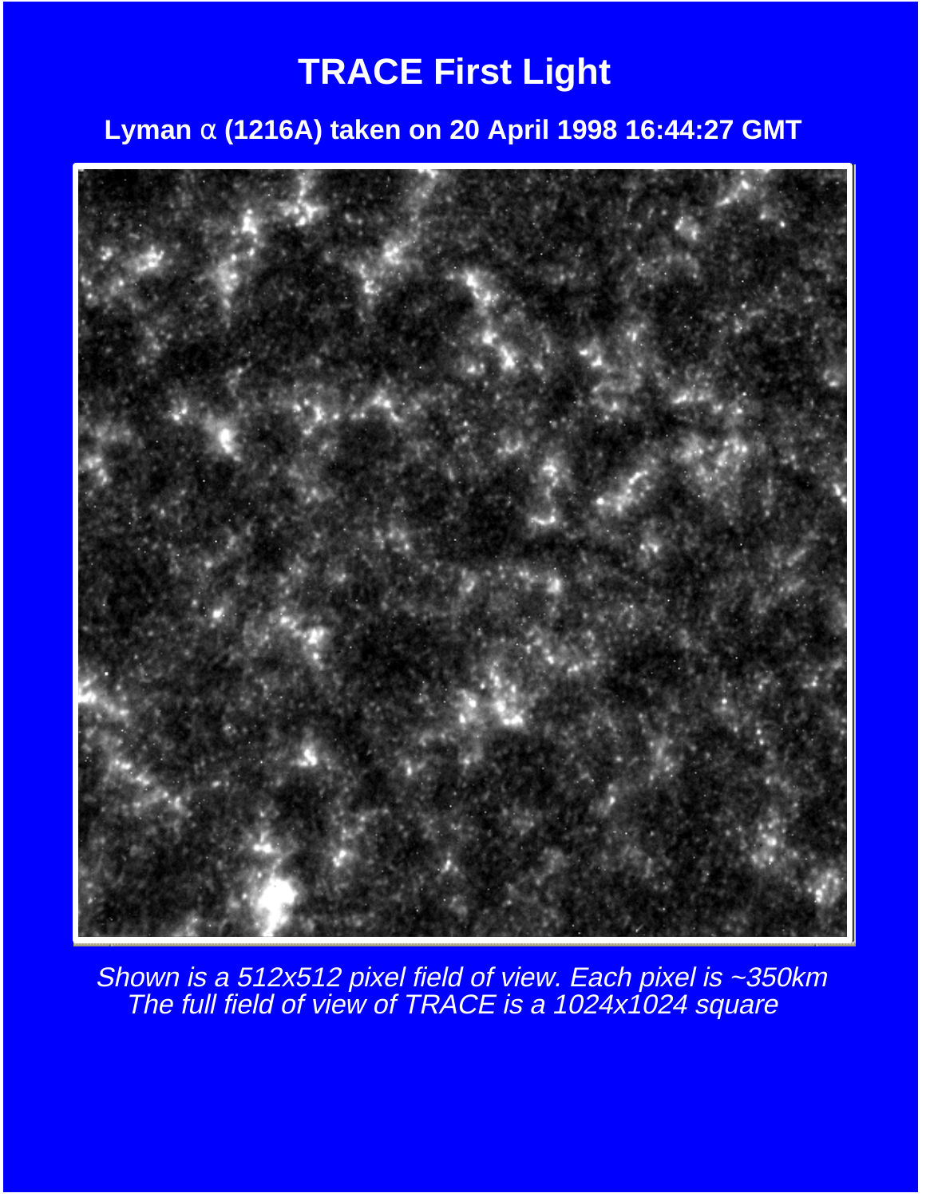# TRACE First Light

## Lyman α (1216A) taken on 20 April 1998 16:44:27 GMT

*Shown is a 512x512 pixel field of view. Each pixel is ~350km*
*The full field of view of TRACE is a 1024x1024 square*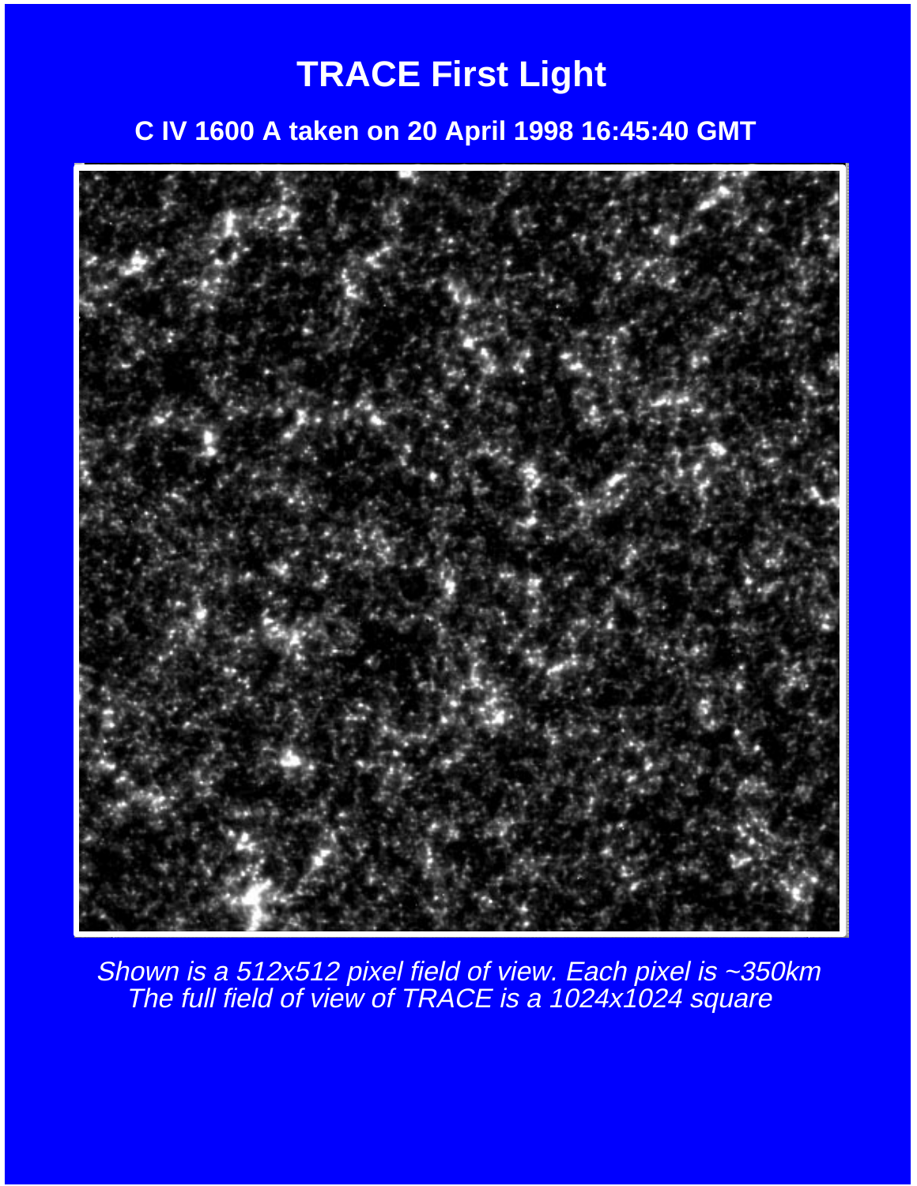# TRACE First Light

## C IV 1600 A taken on 20 April 1998 16:45:40 GMT

*Shown is a 512x512 pixel field of view. Each pixel is ~350km*
*The full field of view of TRACE is a 1024x1024 square*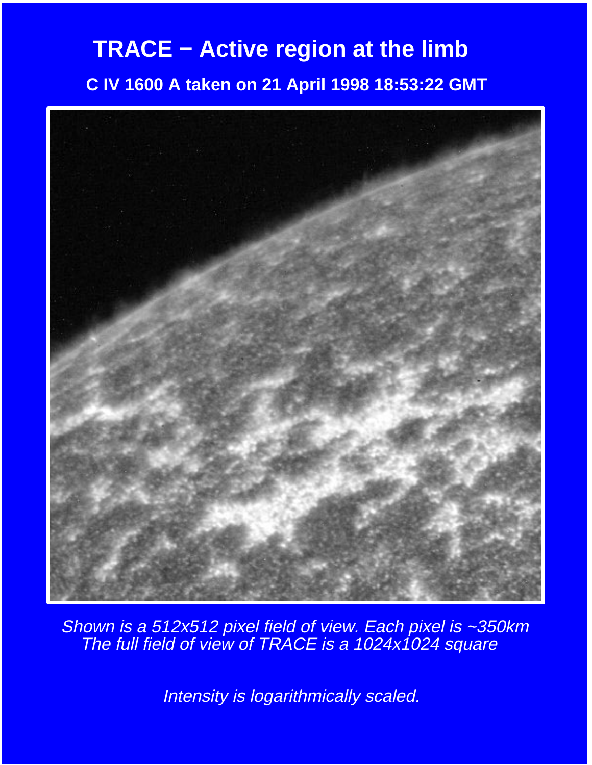# TRACE − Active region at the limb

**C IV 1600 A taken on 21 April 1998 18:53:22 GMT**

*Shown is a 512x512 pixel field of view. Each pixel is ~350km*
*The full field of view of TRACE is a 1024x1024 square*

*Intensity is logarithmically scaled.*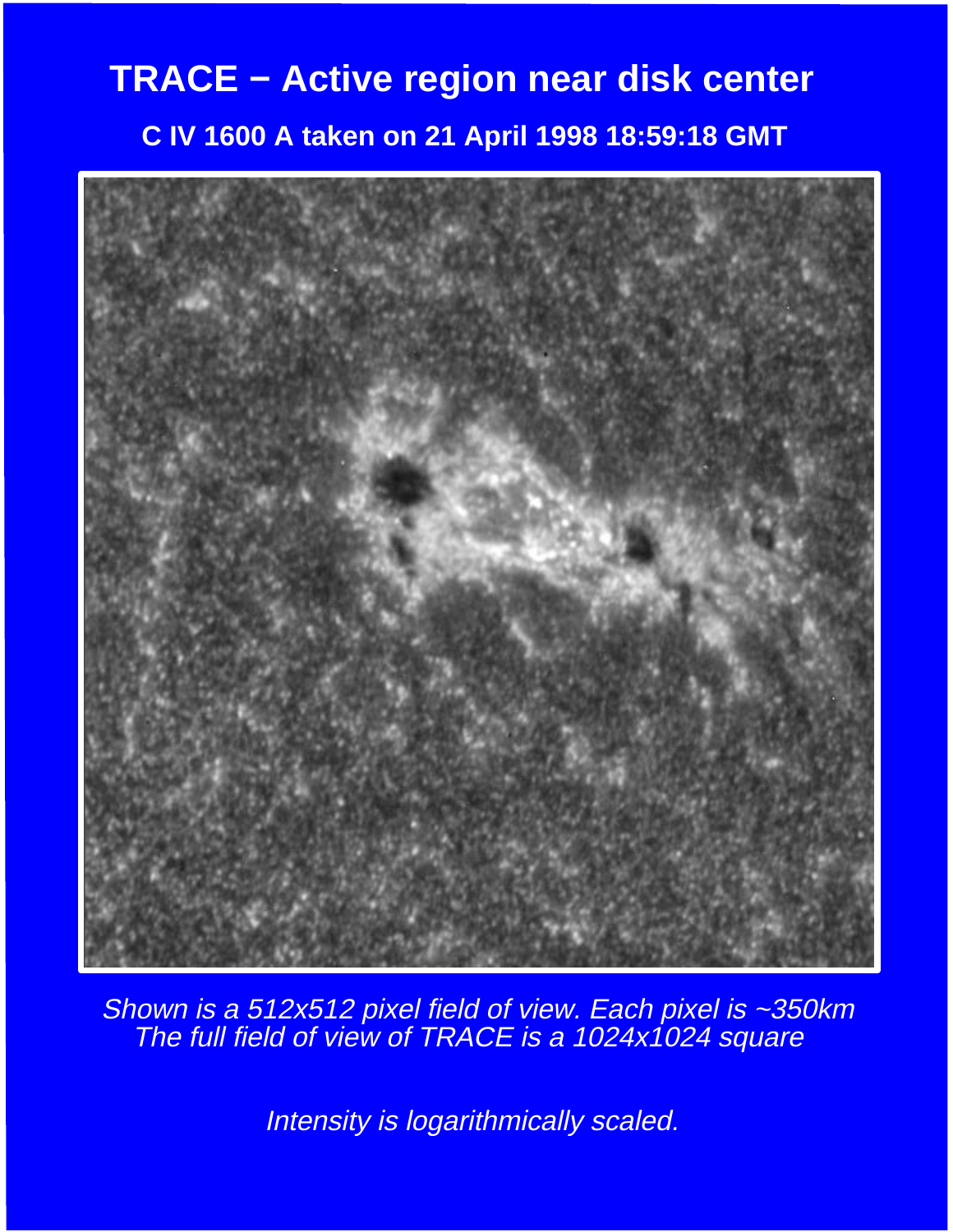# TRACE − Active region near disk center

**C IV 1600 A taken on 21 April 1998 18:59:18 GMT**

*Shown is a 512x512 pixel field of view. Each pixel is ~350km*
*The full field of view of TRACE is a 1024x1024 square*

*Intensity is logarithmically scaled.*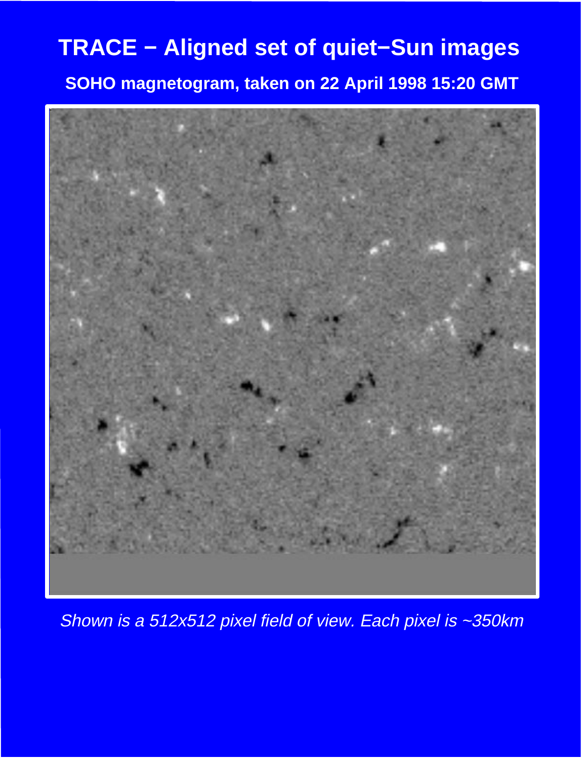# TRACE − Aligned set of quiet−Sun images

**SOHO magnetogram, taken on 22 April 1998 15:20 GMT**

*Shown is a 512x512 pixel field of view. Each pixel is ~350km*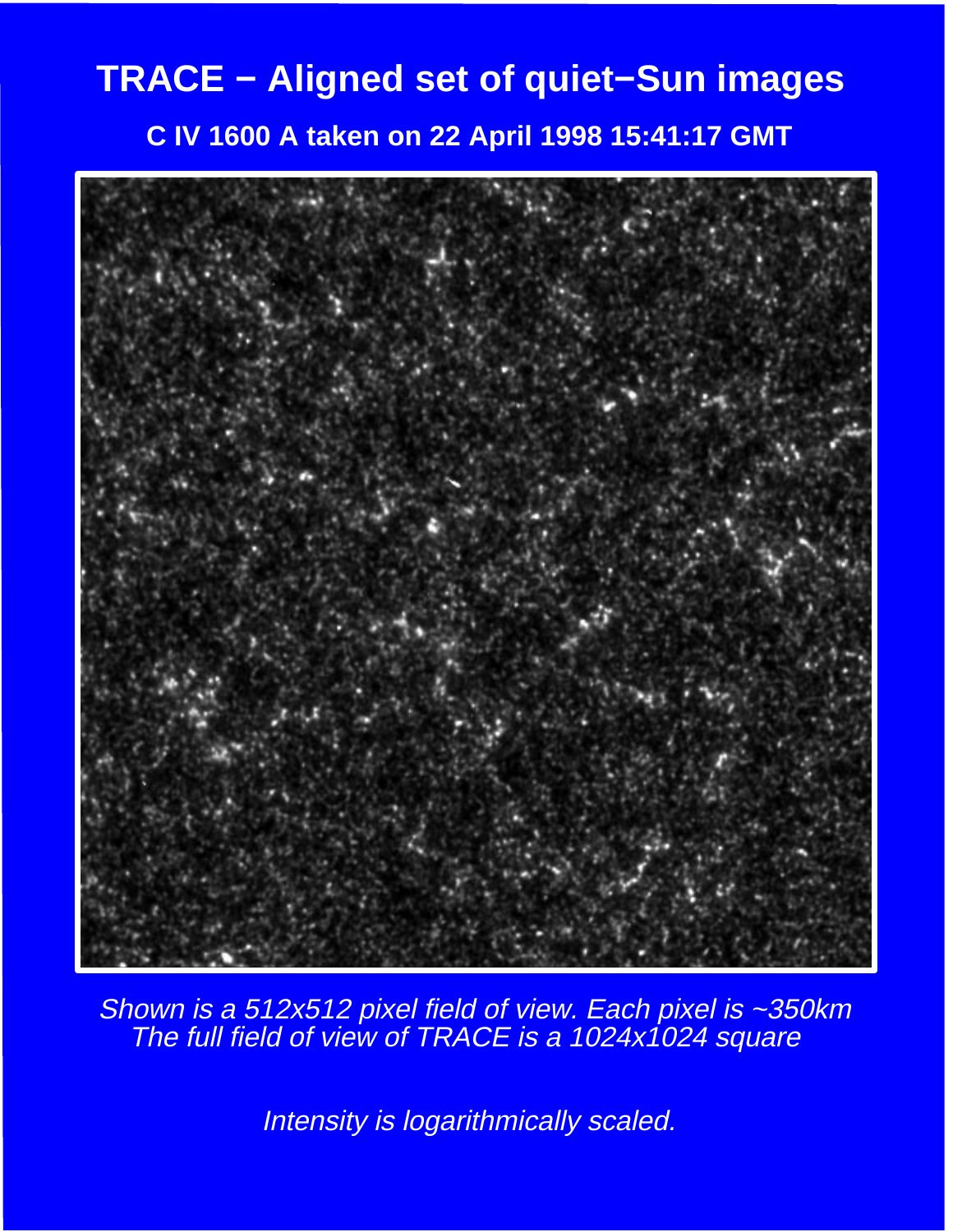# TRACE − Aligned set of quiet−Sun images

**C IV 1600 A taken on 22 April 1998 15:41:17 GMT**

*Shown is a 512x512 pixel field of view. Each pixel is ~350km*
*The full field of view of TRACE is a 1024x1024 square*

*Intensity is logarithmically scaled.*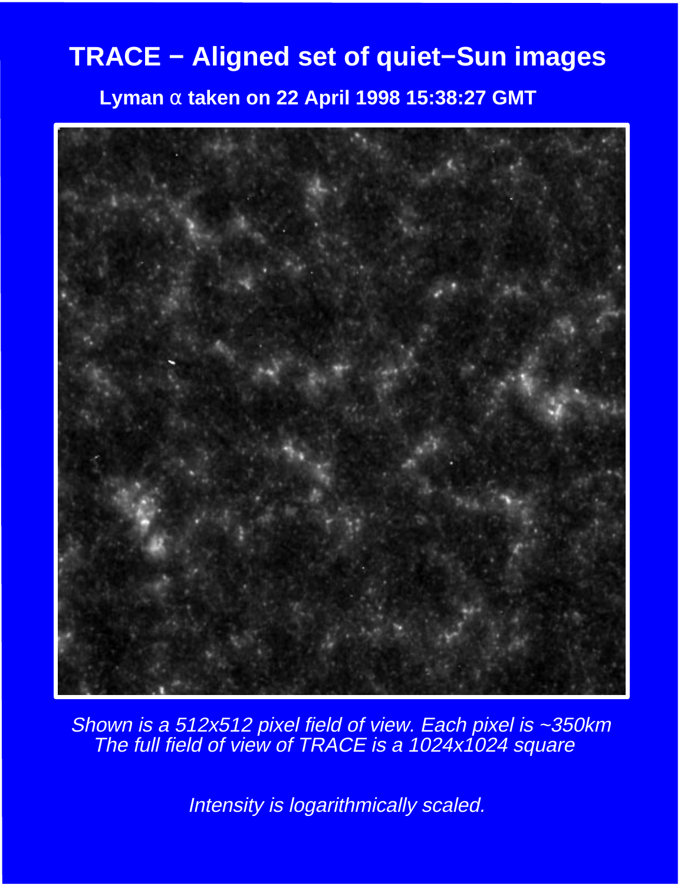# TRACE − Aligned set of quiet−Sun images

**Lyman α taken on 22 April 1998 15:38:27 GMT**

*Shown is a 512x512 pixel field of view. Each pixel is ~350km*
*The full field of view of TRACE is a 1024x1024 square*

*Intensity is logarithmically scaled.*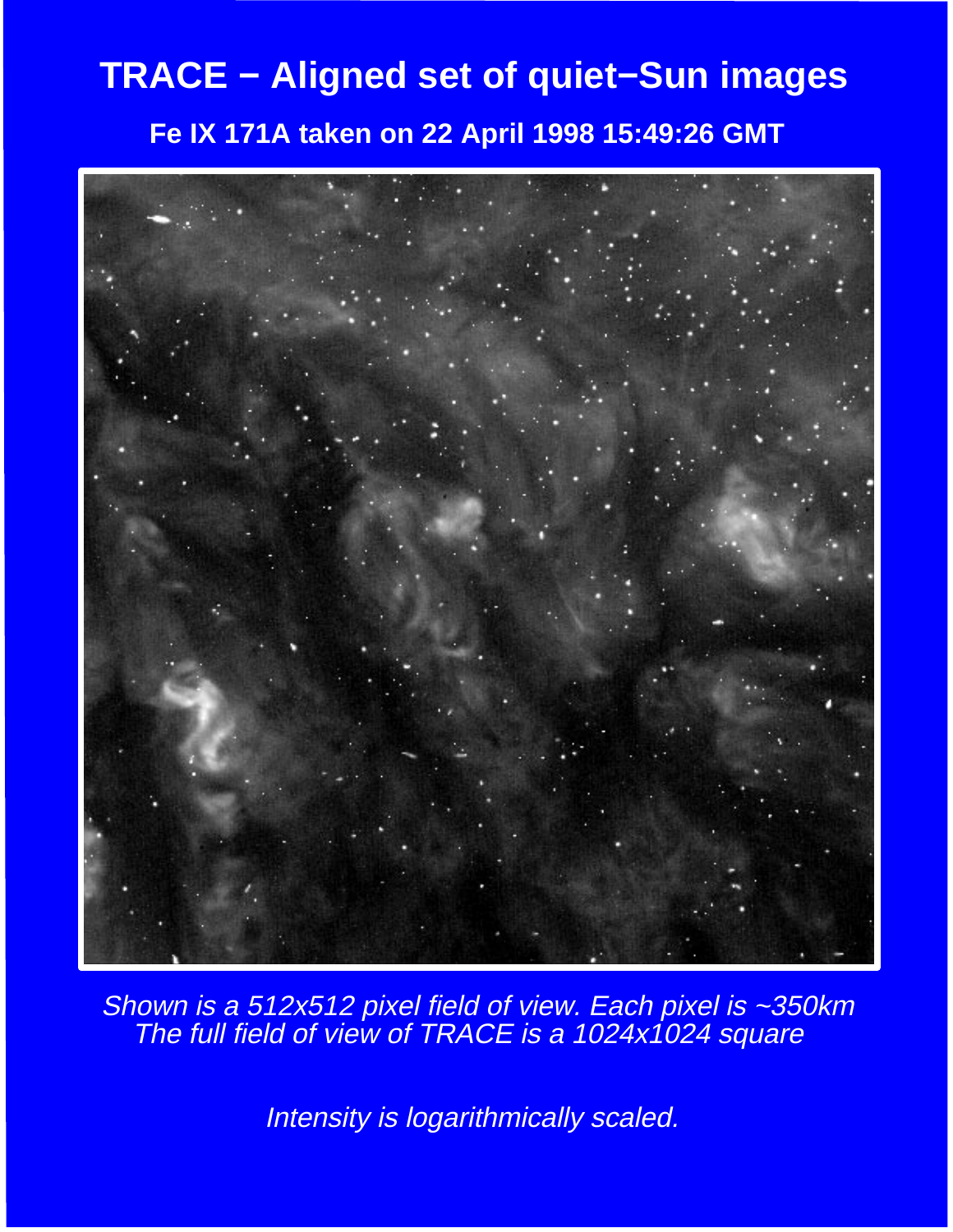# TRACE − Aligned set of quiet−Sun images

## Fe IX 171A taken on 22 April 1998 15:49:26 GMT

*Shown is a 512x512 pixel field of view. Each pixel is ~350km*
*The full field of view of TRACE is a 1024x1024 square*

*Intensity is logarithmically scaled.*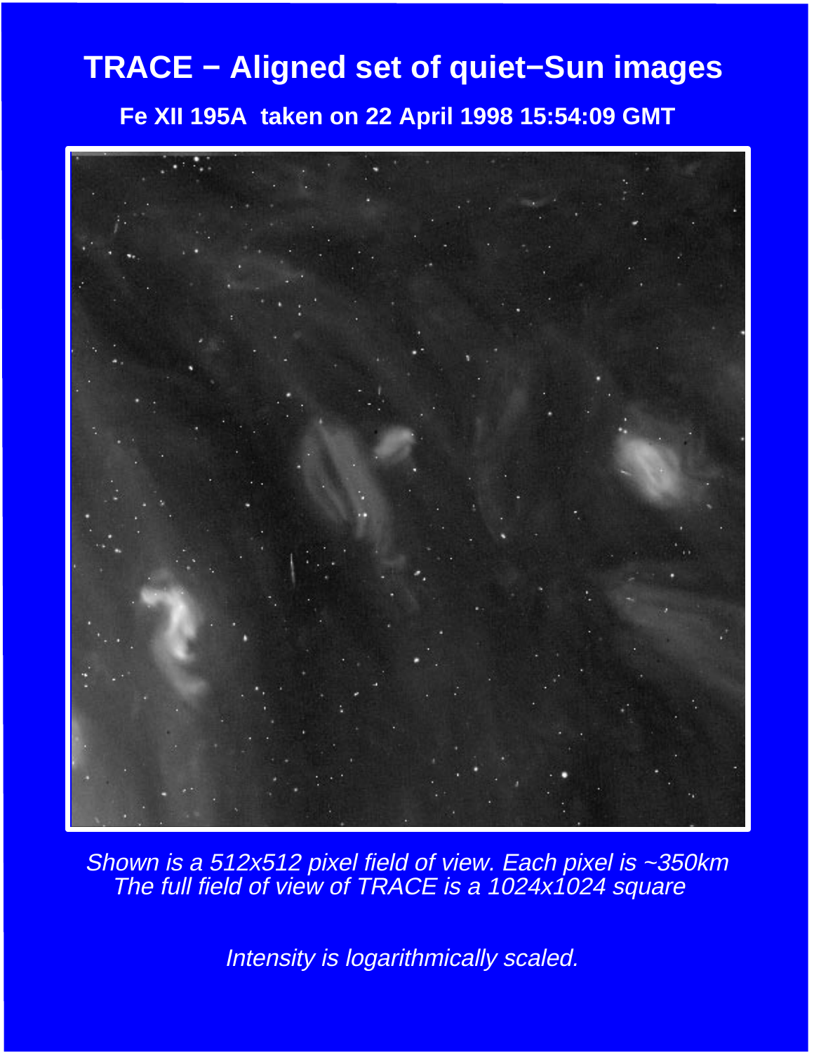# TRACE − Aligned set of quiet−Sun images

**Fe XII 195A taken on 22 April 1998 15:54:09 GMT**

*Shown is a 512x512 pixel field of view. Each pixel is ~350km*
*The full field of view of TRACE is a 1024x1024 square*

*Intensity is logarithmically scaled.*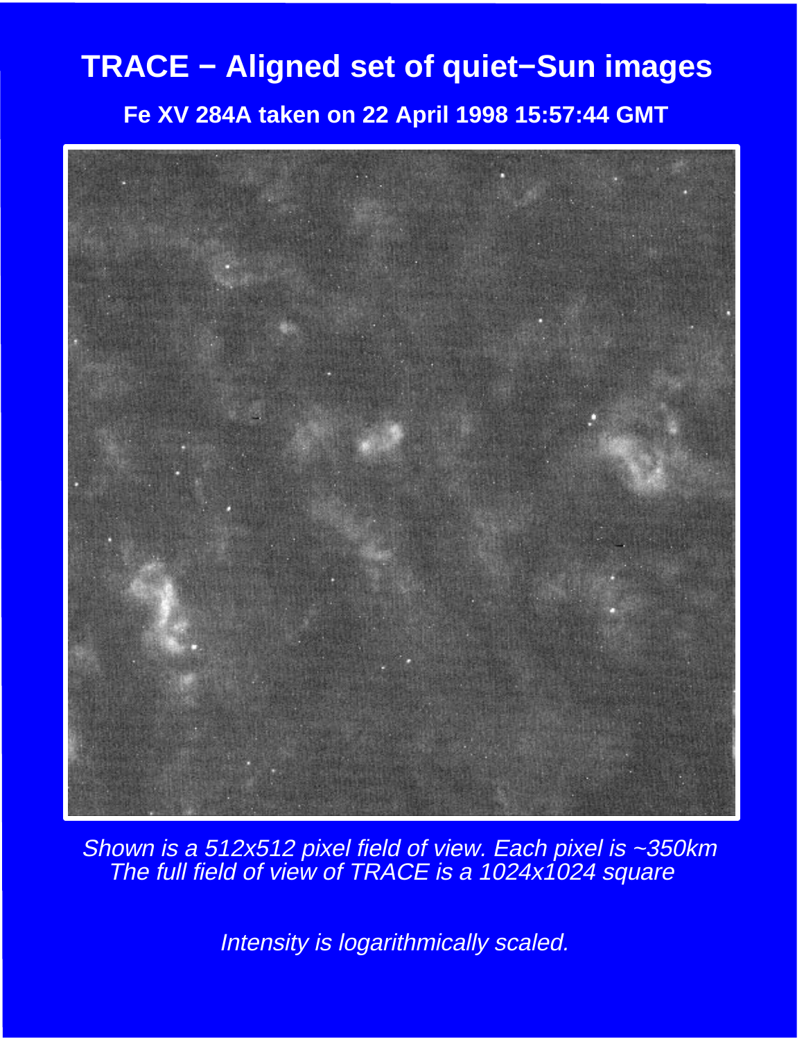# TRACE − Aligned set of quiet−Sun images

**Fe XV 284A taken on 22 April 1998 15:57:44 GMT**

*Shown is a 512x512 pixel field of view. Each pixel is ~350km*
*The full field of view of TRACE is a 1024x1024 square*

*Intensity is logarithmically scaled.*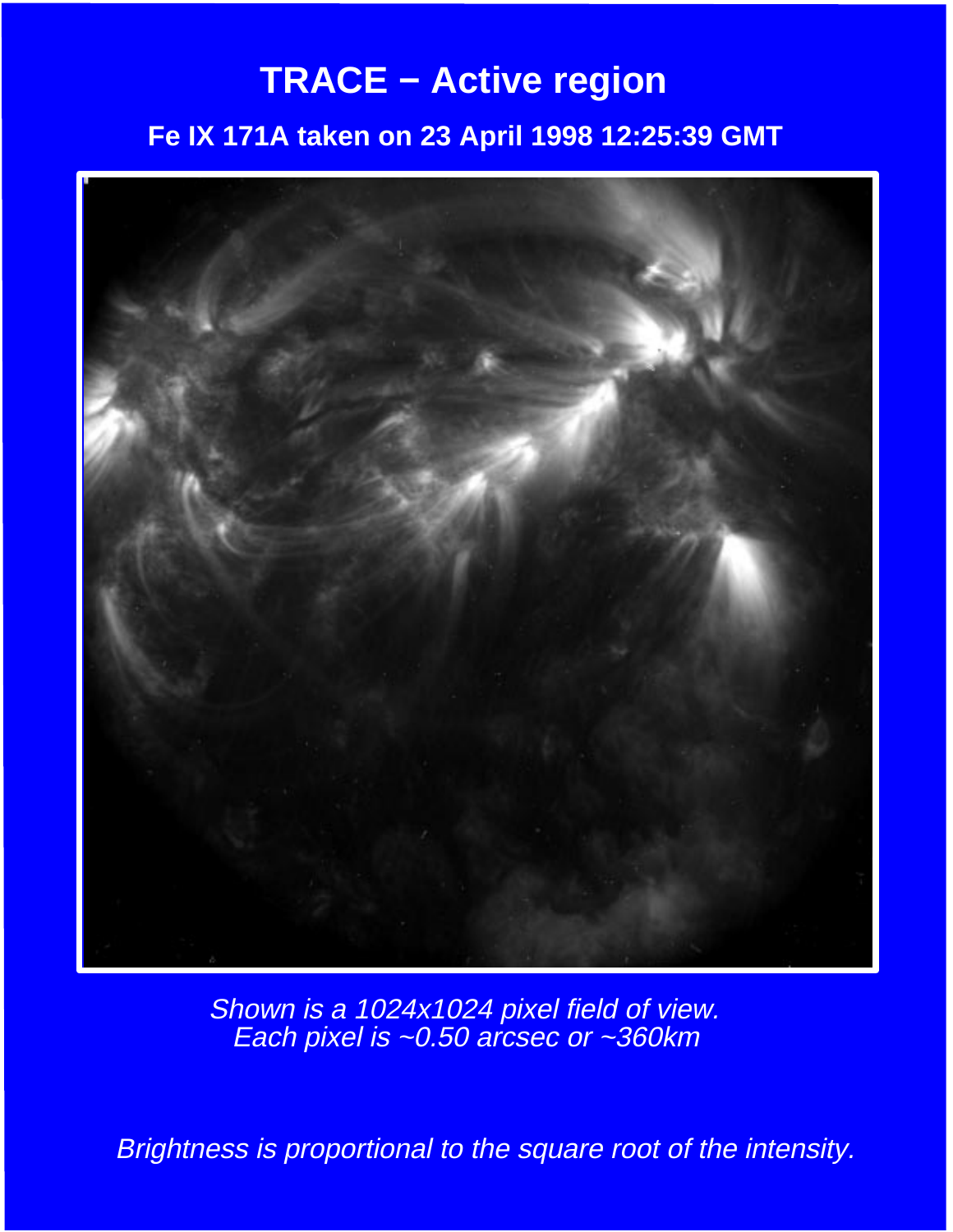# TRACE – Active region

## Fe IX 171A taken on 23 April 1998 12:25:39 GMT

*Shown is a 1024x1024 pixel field of view.*
*Each pixel is ~0.50 arcsec or ~360km*

*Brightness is proportional to the square root of the intensity.*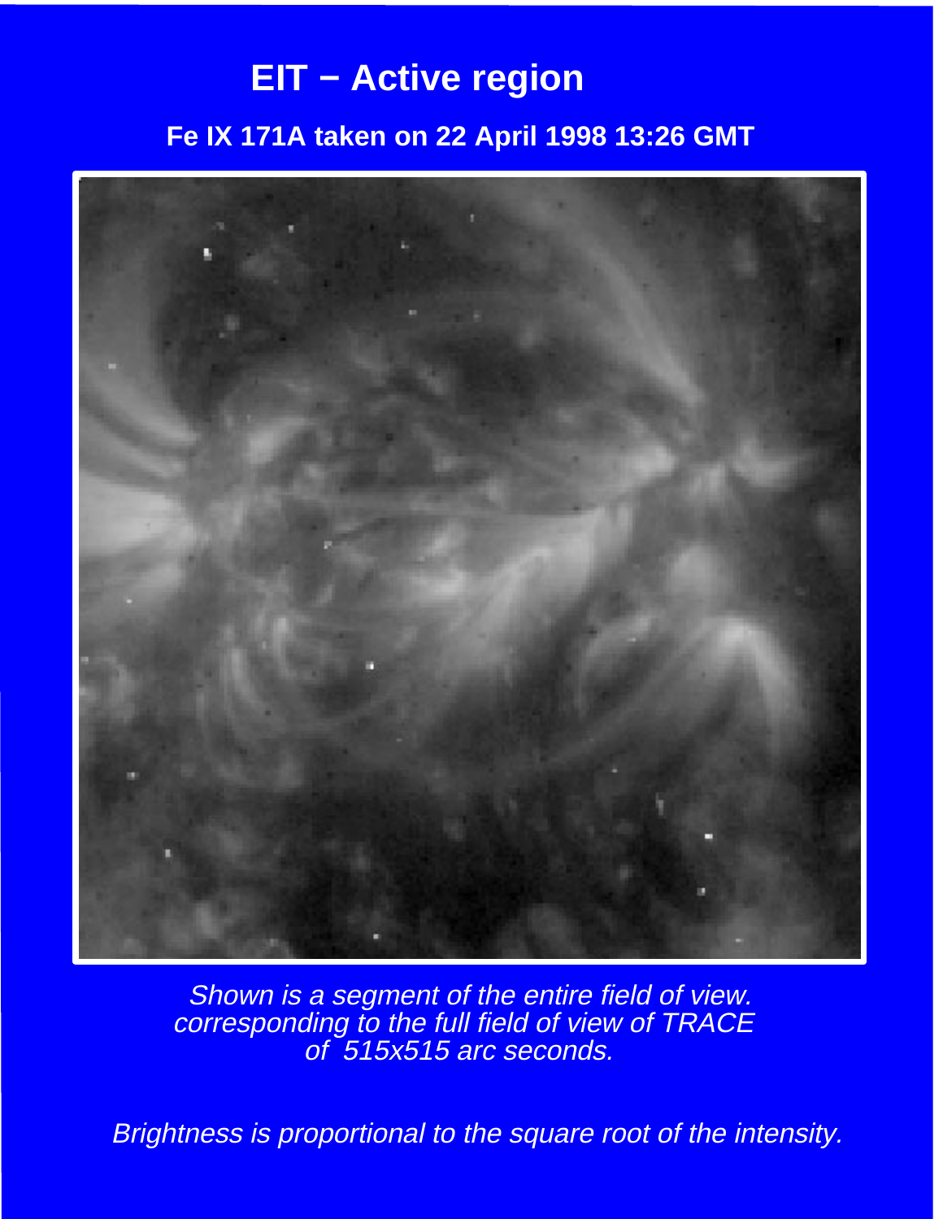# EIT − Active region

## Fe IX 171A taken on 22 April 1998 13:26 GMT

*Shown is a segment of the entire field of view. corresponding to the full field of view of TRACE of 515x515 arc seconds.*

*Brightness is proportional to the square root of the intensity.*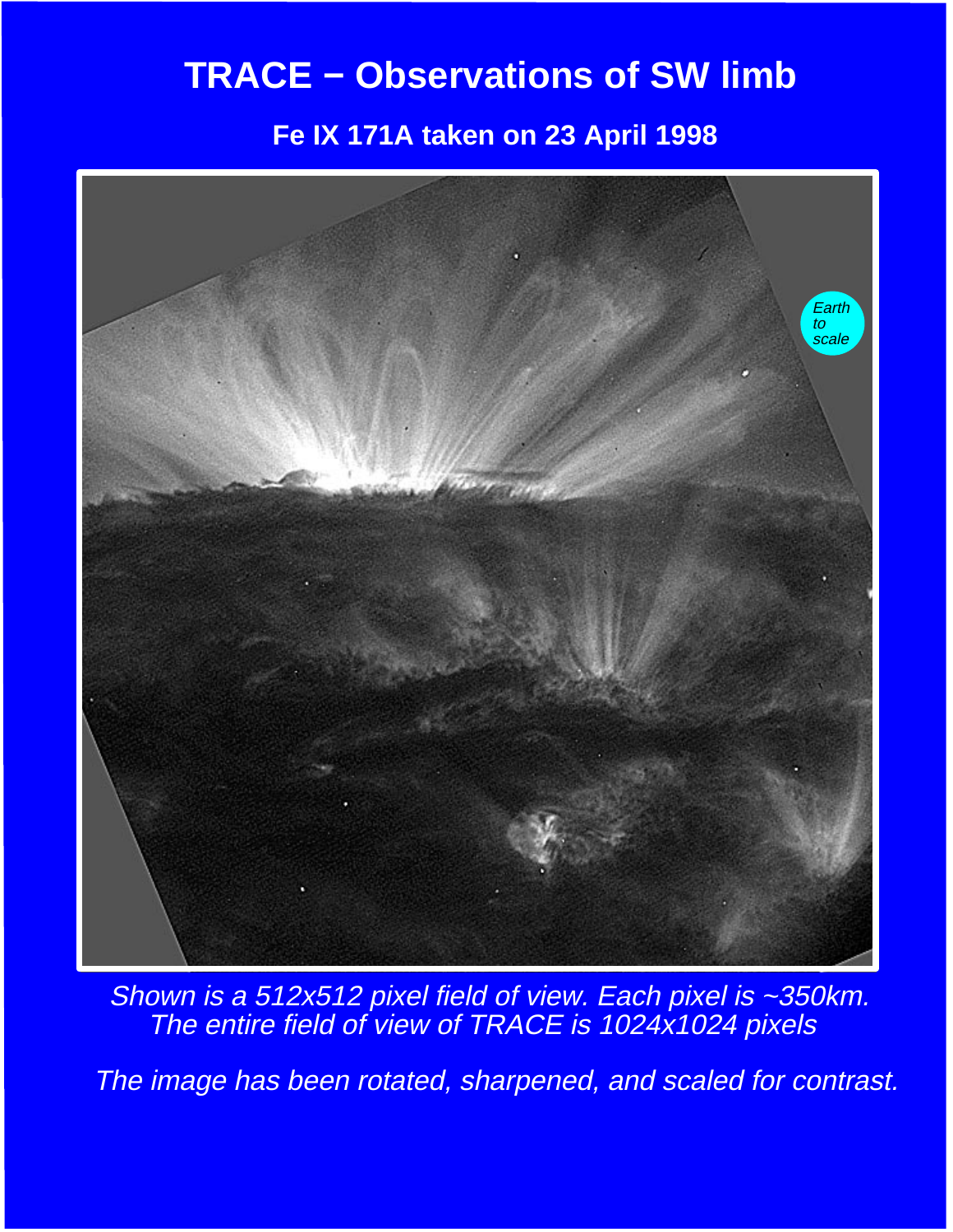# TRACE − Observations of SW limb

**Fe IX 171A taken on 23 April 1998**

Earth to scale

*Shown is a 512x512 pixel field of view. Each pixel is ~350km. The entire field of view of TRACE is 1024x1024 pixels*

*The image has been rotated, sharpened, and scaled for contrast.*